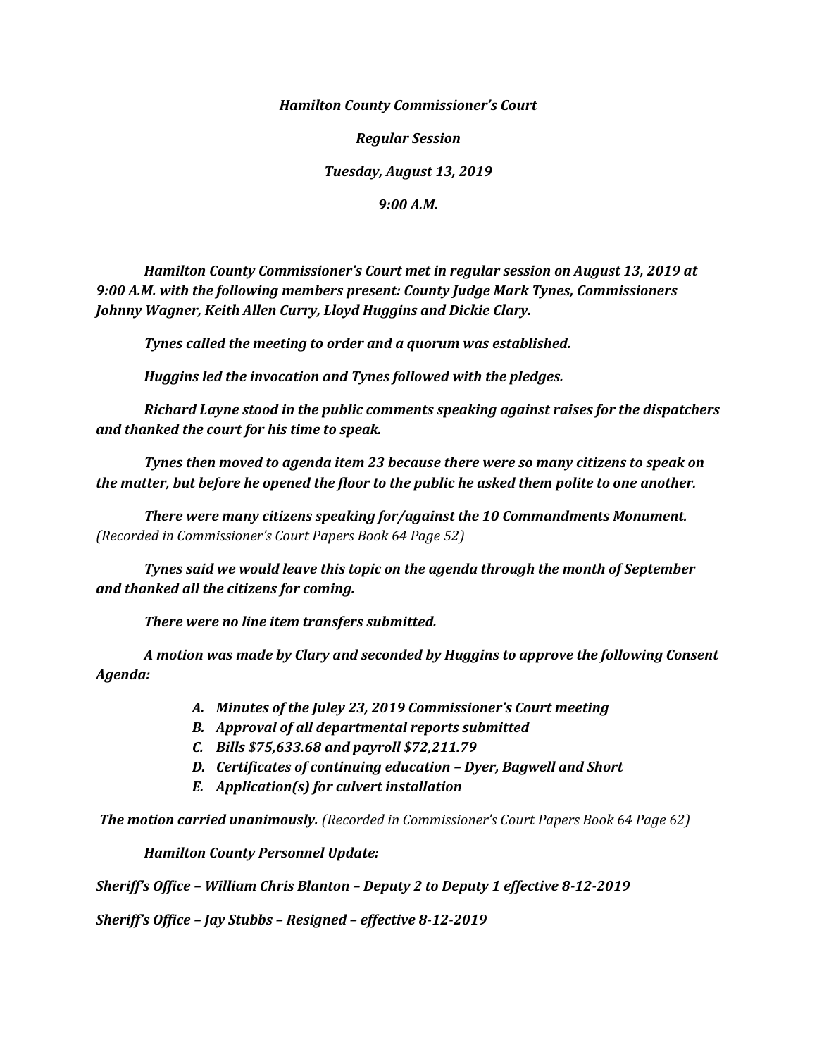*Hamilton County Commissioner's Court*

*Regular Session*

*Tuesday, August 13, 2019*

*9:00 A.M.*

***Hamilton County Commissioner's Court met in regular session on August 13, 2019 at 9:00 A.M. with the following members present: County Judge Mark Tynes, Commissioners Johnny Wagner, Keith Allen Curry, Lloyd Huggins and Dickie Clary.***

***Tynes called the meeting to order and a quorum was established.***

***Huggins led the invocation and Tynes followed with the pledges.***

***Richard Layne stood in the public comments speaking against raises for the dispatchers and thanked the court for his time to speak.***

***Tynes then moved to agenda item 23 because there were so many citizens to speak on the matter, but before he opened the floor to the public he asked them polite to one another.***

***There were many citizens speaking for/against the 10 Commandments Monument.*** *(Recorded in Commissioner's Court Papers Book 64 Page 52)*

***Tynes said we would leave this topic on the agenda through the month of September and thanked all the citizens for coming.***

***There were no line item transfers submitted.***

***A motion was made by Clary and seconded by Huggins to approve the following Consent Agenda:***

- ***A. Minutes of the Juley 23, 2019 Commissioner's Court meeting***
- ***B. Approval of all departmental reports submitted***
- ***C. Bills $75,633.68 and payroll $72,211.79***
- ***D. Certificates of continuing education – Dyer, Bagwell and Short***
- ***E. Application(s) for culvert installation***

***The motion carried unanimously.*** *(Recorded in Commissioner's Court Papers Book 64 Page 62)*

***Hamilton County Personnel Update:***

***Sheriff's Office – William Chris Blanton – Deputy 2 to Deputy 1 effective 8-12-2019***

***Sheriff's Office – Jay Stubbs – Resigned – effective 8-12-2019***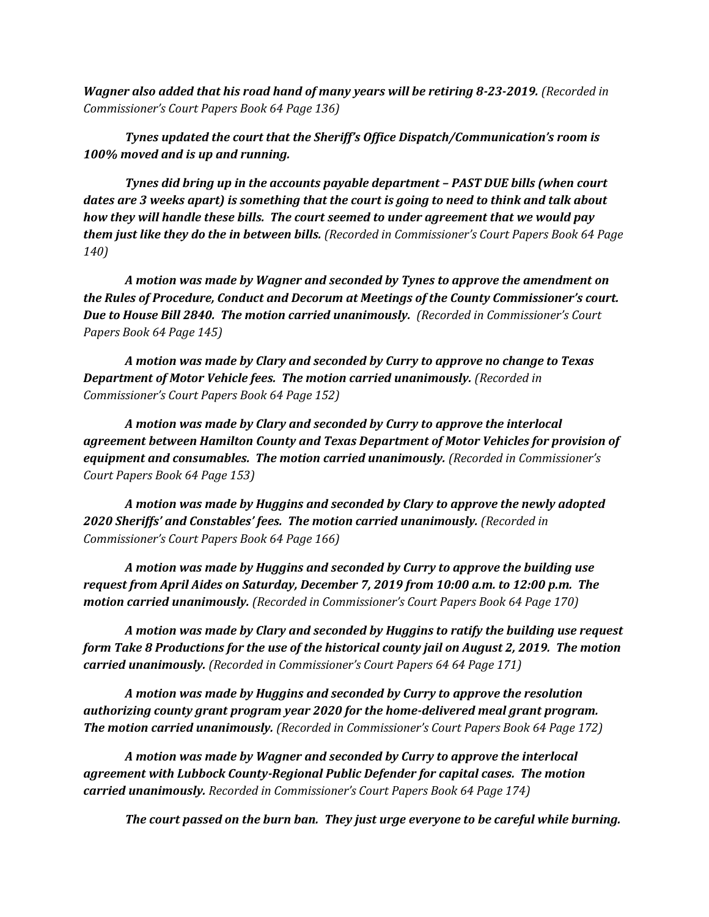***Wagner also added that his road hand of many years will be retiring 8-23-2019.*** *(Recorded in Commissioner's Court Papers Book 64 Page 136)*

***Tynes updated the court that the Sheriff's Office Dispatch/Communication's room is 100% moved and is up and running.***

***Tynes did bring up in the accounts payable department – PAST DUE bills (when court dates are 3 weeks apart) is something that the court is going to need to think and talk about how they will handle these bills. The court seemed to under agreement that we would pay them just like they do the in between bills.*** *(Recorded in Commissioner's Court Papers Book 64 Page 140)*

***A motion was made by Wagner and seconded by Tynes to approve the amendment on the Rules of Procedure, Conduct and Decorum at Meetings of the County Commissioner's court. Due to House Bill 2840. The motion carried unanimously.*** *(Recorded in Commissioner's Court Papers Book 64 Page 145)*

***A motion was made by Clary and seconded by Curry to approve no change to Texas Department of Motor Vehicle fees. The motion carried unanimously.*** *(Recorded in Commissioner's Court Papers Book 64 Page 152)*

***A motion was made by Clary and seconded by Curry to approve the interlocal agreement between Hamilton County and Texas Department of Motor Vehicles for provision of equipment and consumables. The motion carried unanimously.*** *(Recorded in Commissioner's Court Papers Book 64 Page 153)*

***A motion was made by Huggins and seconded by Clary to approve the newly adopted 2020 Sheriffs' and Constables' fees. The motion carried unanimously.*** *(Recorded in Commissioner's Court Papers Book 64 Page 166)*

***A motion was made by Huggins and seconded by Curry to approve the building use request from April Aides on Saturday, December 7, 2019 from 10:00 a.m. to 12:00 p.m. The motion carried unanimously.*** *(Recorded in Commissioner's Court Papers Book 64 Page 170)*

***A motion was made by Clary and seconded by Huggins to ratify the building use request form Take 8 Productions for the use of the historical county jail on August 2, 2019. The motion carried unanimously.*** *(Recorded in Commissioner's Court Papers 64 64 Page 171)*

***A motion was made by Huggins and seconded by Curry to approve the resolution authorizing county grant program year 2020 for the home-delivered meal grant program. The motion carried unanimously.*** *(Recorded in Commissioner's Court Papers Book 64 Page 172)*

***A motion was made by Wagner and seconded by Curry to approve the interlocal agreement with Lubbock County-Regional Public Defender for capital cases. The motion carried unanimously.*** *Recorded in Commissioner's Court Papers Book 64 Page 174)*

***The court passed on the burn ban. They just urge everyone to be careful while burning.***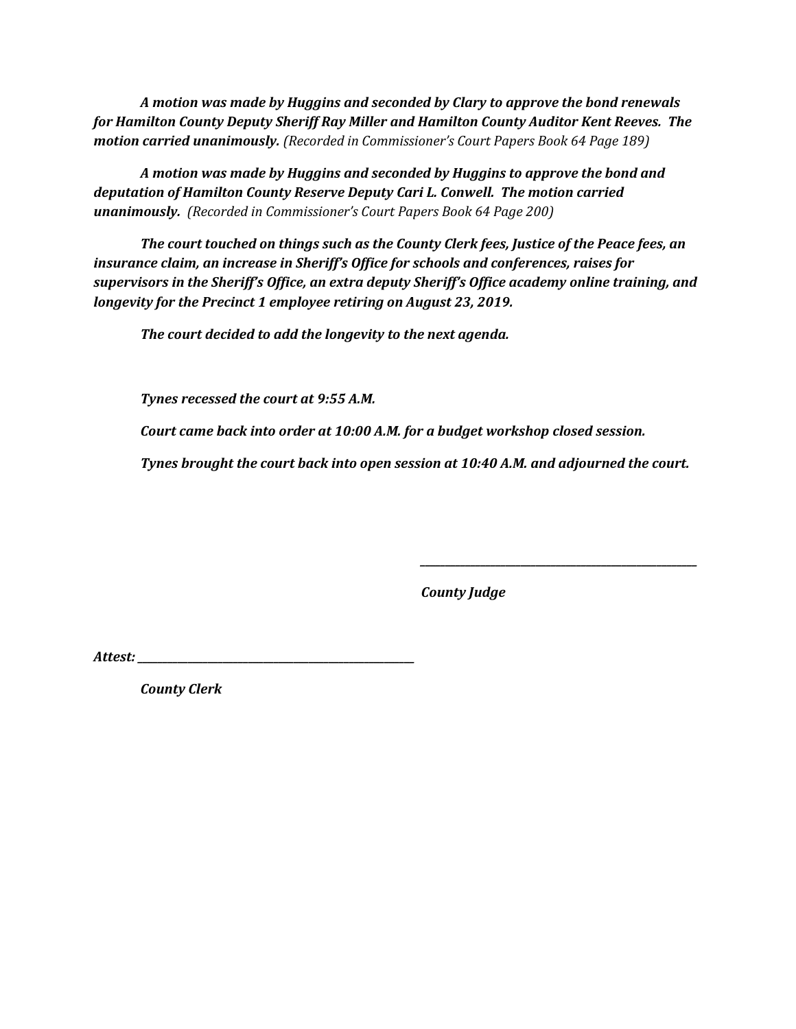***A motion was made by Huggins and seconded by Clary to approve the bond renewals for Hamilton County Deputy Sheriff Ray Miller and Hamilton County Auditor Kent Reeves. The motion carried unanimously.*** *(Recorded in Commissioner's Court Papers Book 64 Page 189)*

***A motion was made by Huggins and seconded by Huggins to approve the bond and deputation of Hamilton County Reserve Deputy Cari L. Conwell. The motion carried unanimously.*** *(Recorded in Commissioner's Court Papers Book 64 Page 200)*

***The court touched on things such as the County Clerk fees, Justice of the Peace fees, an insurance claim, an increase in Sheriff's Office for schools and conferences, raises for supervisors in the Sheriff's Office, an extra deputy Sheriff's Office academy online training, and longevity for the Precinct 1 employee retiring on August 23, 2019.***

***The court decided to add the longevity to the next agenda.***

***Tynes recessed the court at 9:55 A.M.***

***Court came back into order at 10:00 A.M. for a budget workshop closed session.***

***Tynes brought the court back into open session at 10:40 A.M. and adjourned the court.***

\_\_\_\_\_\_\_\_\_\_\_\_\_\_\_\_\_\_\_\_\_\_\_\_\_\_\_\_\_\_\_\_\_\_\_\_\_\_\_\_

***County Judge***

***Attest:*** \_\_\_\_\_\_\_\_\_\_\_\_\_\_\_\_\_\_\_\_\_\_\_\_\_\_\_\_\_\_\_\_\_\_\_\_\_\_\_\_

***County Clerk***